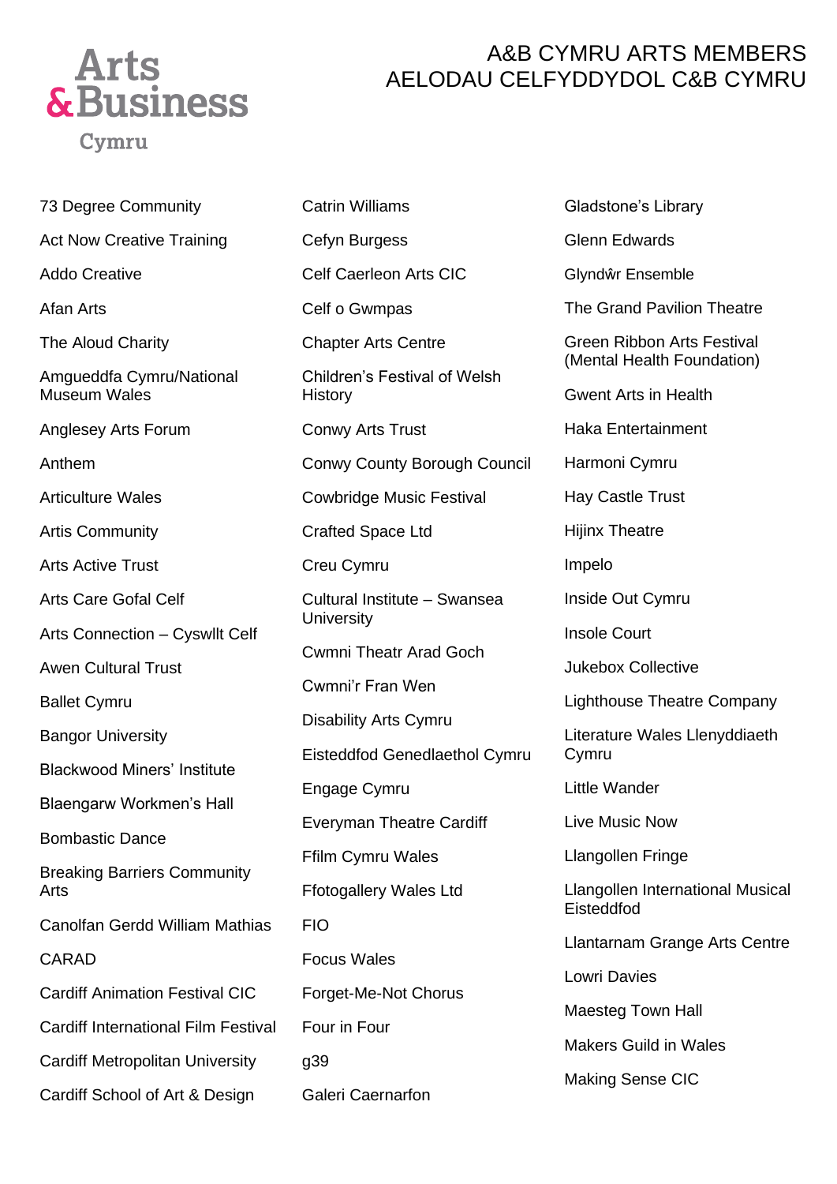Arts & Business Cymru

# A&B CYMRU ARTS MEMBERS
# AELODAU CELFYDDYDOL C&B CYMRU

73 Degree Community

Act Now Creative Training

Addo Creative

Afan Arts

The Aloud Charity

Amgueddfa Cymru/National Museum Wales

Anglesey Arts Forum

Anthem

Articulture Wales

Artis Community

Arts Active Trust

Arts Care Gofal Celf

Arts Connection – Cyswllt Celf

Awen Cultural Trust

Ballet Cymru

Bangor University

Blackwood Miners' Institute

Blaengarw Workmen's Hall

Bombastic Dance

Breaking Barriers Community Arts

Canolfan Gerdd William Mathias

CARAD

Cardiff Animation Festival CIC

Cardiff International Film Festival

Cardiff Metropolitan University

Cardiff School of Art & Design

Catrin Williams

Cefyn Burgess

Celf Caerleon Arts CIC

Celf o Gwmpas

Chapter Arts Centre

Children's Festival of Welsh History

Conwy Arts Trust

Conwy County Borough Council

Cowbridge Music Festival

Crafted Space Ltd

Creu Cymru

Cultural Institute – Swansea University

Cwmni Theatr Arad Goch

Cwmni'r Fran Wen

Disability Arts Cymru

Eisteddfod Genedlaethol Cymru

Engage Cymru

Everyman Theatre Cardiff

Ffilm Cymru Wales

Ffotogallery Wales Ltd

FIO

Focus Wales

Forget-Me-Not Chorus

Four in Four

g39

Galeri Caernarfon

Gladstone's Library

Glenn Edwards

Glyndŵr Ensemble

The Grand Pavilion Theatre

Green Ribbon Arts Festival (Mental Health Foundation)

Gwent Arts in Health

Haka Entertainment

Harmoni Cymru

Hay Castle Trust

Hijinx Theatre

Impelo

Inside Out Cymru

Insole Court

Jukebox Collective

Lighthouse Theatre Company

Literature Wales Llenyddiaeth Cymru

Little Wander

Live Music Now

Llangollen Fringe

Llangollen International Musical Eisteddfod

Llantarnam Grange Arts Centre

Lowri Davies

Maesteg Town Hall

Makers Guild in Wales

Making Sense CIC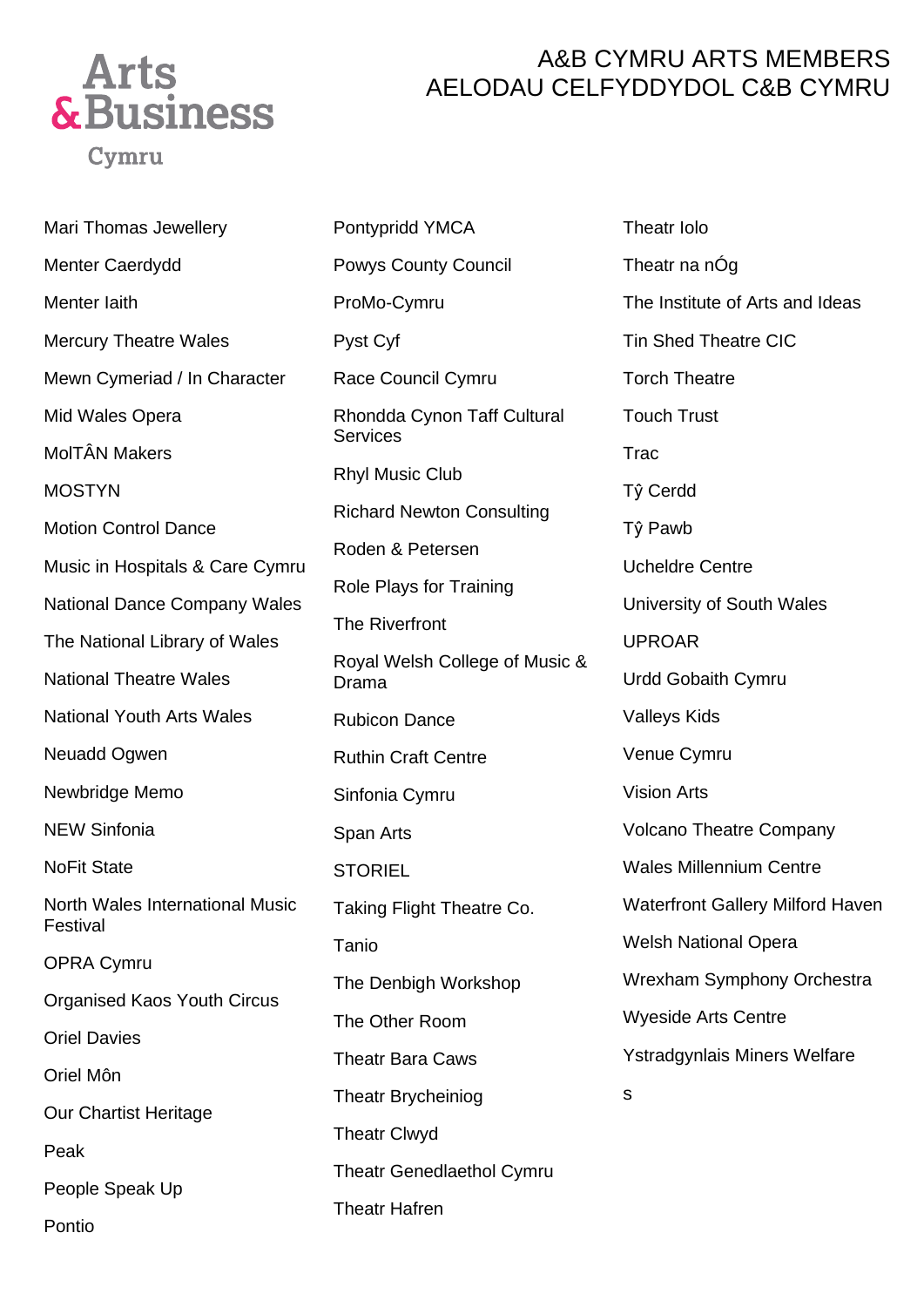# A&B CYMRU ARTS MEMBERS
# AELODAU CELFYDDYDOL C&B CYMRU

Mari Thomas Jewellery

Menter Caerdydd

Menter Iaith

Mercury Theatre Wales

Mewn Cymeriad / In Character

Mid Wales Opera

MoITÂN Makers

MOSTYN

Motion Control Dance

Music in Hospitals & Care Cymru

National Dance Company Wales

The National Library of Wales

National Theatre Wales

National Youth Arts Wales

Neuadd Ogwen

Newbridge Memo

NEW Sinfonia

NoFit State

North Wales International Music Festival

OPRA Cymru

Organised Kaos Youth Circus

Oriel Davies

Oriel Môn

Our Chartist Heritage

Peak

People Speak Up

Pontio

Pontypridd YMCA

Powys County Council

ProMo-Cymru

Pyst Cyf

Race Council Cymru

Rhondda Cynon Taff Cultural Services

Rhyl Music Club

Richard Newton Consulting

Roden & Petersen

Role Plays for Training

The Riverfront

Royal Welsh College of Music & Drama

Rubicon Dance

Ruthin Craft Centre

Sinfonia Cymru

Span Arts

STORIEL

Taking Flight Theatre Co.

Tanio

The Denbigh Workshop

The Other Room

Theatr Bara Caws

Theatr Brycheiniog

Theatr Clwyd

Theatr Genedlaethol Cymru

Theatr Hafren

Theatr Iolo

Theatr na nÓg

The Institute of Arts and Ideas

Tin Shed Theatre CIC

Torch Theatre

Touch Trust

Trac

Tŷ Cerdd

Tŷ Pawb

Ucheldre Centre

University of South Wales

UPROAR

Urdd Gobaith Cymru

Valleys Kids

Venue Cymru

Vision Arts

Volcano Theatre Company

Wales Millennium Centre

Waterfront Gallery Milford Haven

Welsh National Opera

Wrexham Symphony Orchestra

Wyeside Arts Centre

Ystradgynlais Miners Welfare

s